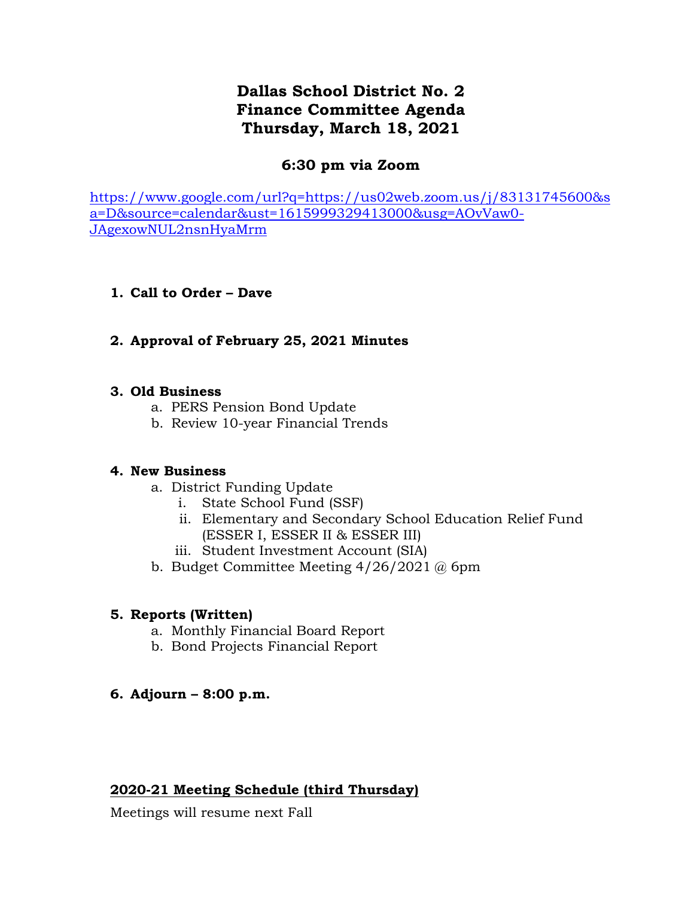# Dallas School District No. 2
# Finance Committee Agenda
# Thursday, March 18, 2021

## 6:30 pm via Zoom

https://www.google.com/url?q=https://us02web.zoom.us/j/83131745600&sa=D&source=calendar&ust=1615999329413000&usg=AOvVaw0-JAgexowNUL2nsnHyaMrm

1. **Call to Order – Dave**

2. **Approval of February 25, 2021 Minutes**

3. **Old Business**
   a. PERS Pension Bond Update
   b. Review 10-year Financial Trends

4. **New Business**
   a. District Funding Update
      i. State School Fund (SSF)
      ii. Elementary and Secondary School Education Relief Fund (ESSER I, ESSER II & ESSER III)
      iii. Student Investment Account (SIA)
   b. Budget Committee Meeting 4/26/2021 @ 6pm

5. **Reports (Written)**
   a. Monthly Financial Board Report
   b. Bond Projects Financial Report

6. **Adjourn – 8:00 p.m.**

**2020-21 Meeting Schedule (third Thursday)**

Meetings will resume next Fall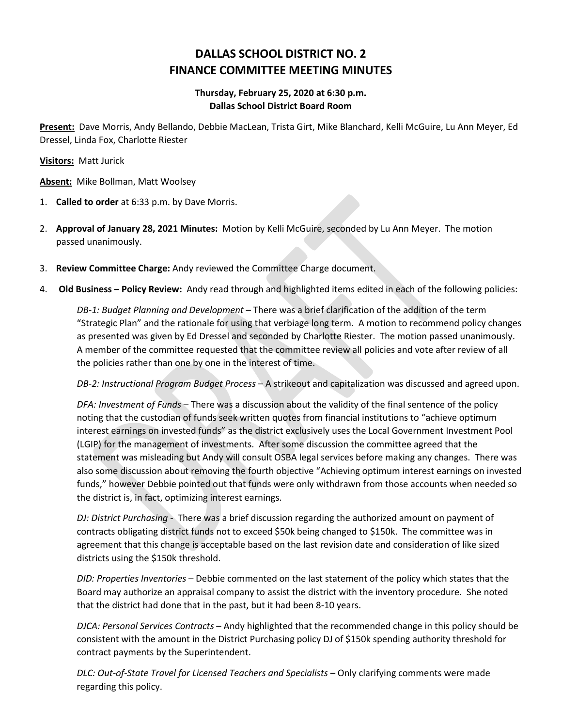# DALLAS SCHOOL DISTRICT NO. 2
# FINANCE COMMITTEE MEETING MINUTES

**Thursday, February 25, 2020 at 6:30 p.m.**
**Dallas School District Board Room**

**Present:** Dave Morris, Andy Bellando, Debbie MacLean, Trista Girt, Mike Blanchard, Kelli McGuire, Lu Ann Meyer, Ed Dressel, Linda Fox, Charlotte Riester

**Visitors:** Matt Jurick

**Absent:** Mike Bollman, Matt Woolsey

1. **Called to order** at 6:33 p.m. by Dave Morris.

2. **Approval of January 28, 2021 Minutes:** Motion by Kelli McGuire, seconded by Lu Ann Meyer. The motion passed unanimously.

3. **Review Committee Charge:** Andy reviewed the Committee Charge document.

4. **Old Business – Policy Review:** Andy read through and highlighted items edited in each of the following policies:

   *DB-1: Budget Planning and Development* – There was a brief clarification of the addition of the term "Strategic Plan" and the rationale for using that verbiage long term. A motion to recommend policy changes as presented was given by Ed Dressel and seconded by Charlotte Riester. The motion passed unanimously. A member of the committee requested that the committee review all policies and vote after review of all the policies rather than one by one in the interest of time.

   *DB-2: Instructional Program Budget Process* – A strikeout and capitalization was discussed and agreed upon.

   *DFA: Investment of Funds* – There was a discussion about the validity of the final sentence of the policy noting that the custodian of funds seek written quotes from financial institutions to "achieve optimum interest earnings on invested funds" as the district exclusively uses the Local Government Investment Pool (LGIP) for the management of investments. After some discussion the committee agreed that the statement was misleading but Andy will consult OSBA legal services before making any changes. There was also some discussion about removing the fourth objective "Achieving optimum interest earnings on invested funds," however Debbie pointed out that funds were only withdrawn from those accounts when needed so the district is, in fact, optimizing interest earnings.

   *DJ: District Purchasing* - There was a brief discussion regarding the authorized amount on payment of contracts obligating district funds not to exceed $50k being changed to $150k. The committee was in agreement that this change is acceptable based on the last revision date and consideration of like sized districts using the $150k threshold.

   *DID: Properties Inventories* – Debbie commented on the last statement of the policy which states that the Board may authorize an appraisal company to assist the district with the inventory procedure. She noted that the district had done that in the past, but it had been 8-10 years.

   *DJCA: Personal Services Contracts* – Andy highlighted that the recommended change in this policy should be consistent with the amount in the District Purchasing policy DJ of $150k spending authority threshold for contract payments by the Superintendent.

   *DLC: Out-of-State Travel for Licensed Teachers and Specialists* – Only clarifying comments were made regarding this policy.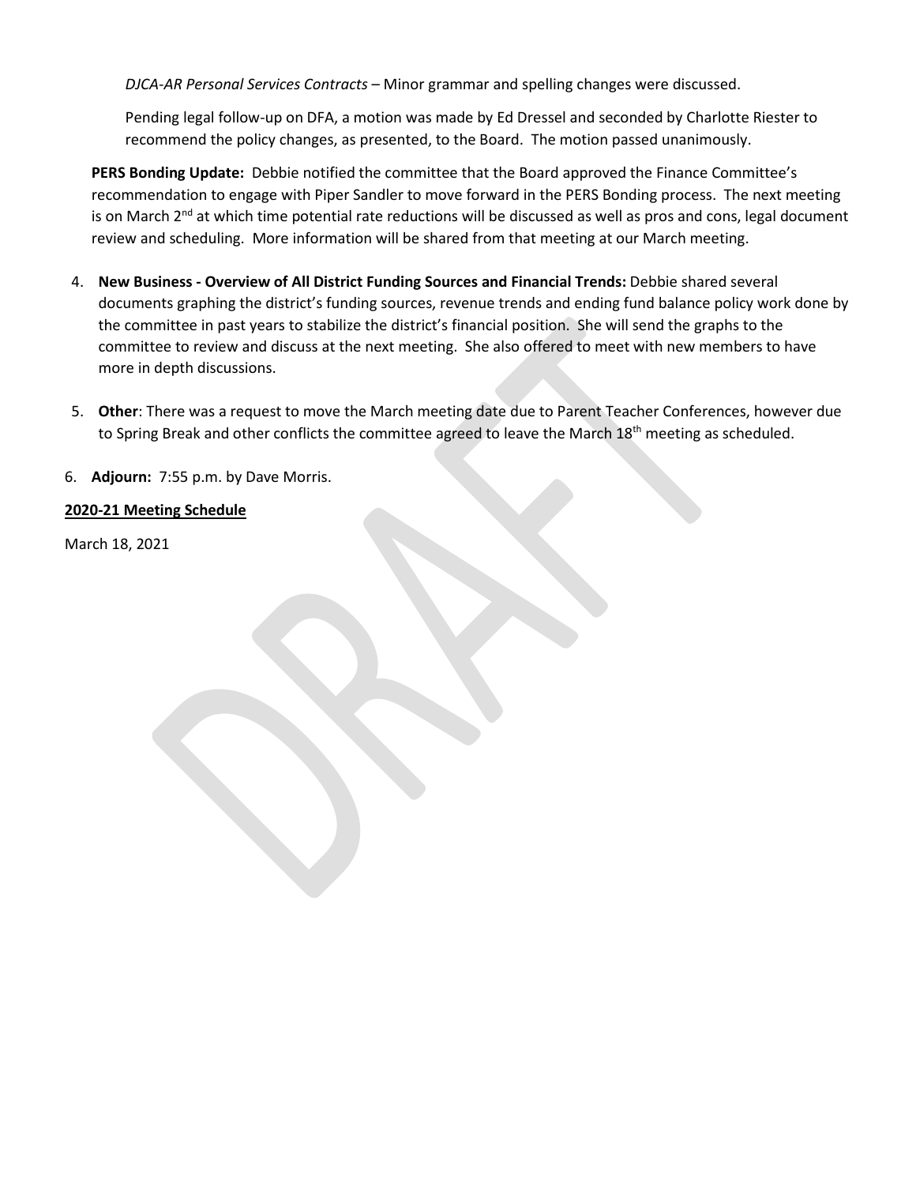*DJCA-AR Personal Services Contracts* – Minor grammar and spelling changes were discussed.

Pending legal follow-up on DFA, a motion was made by Ed Dressel and seconded by Charlotte Riester to recommend the policy changes, as presented, to the Board. The motion passed unanimously.

**PERS Bonding Update:** Debbie notified the committee that the Board approved the Finance Committee's recommendation to engage with Piper Sandler to move forward in the PERS Bonding process. The next meeting is on March 2nd at which time potential rate reductions will be discussed as well as pros and cons, legal document review and scheduling. More information will be shared from that meeting at our March meeting.

4. **New Business - Overview of All District Funding Sources and Financial Trends:** Debbie shared several documents graphing the district's funding sources, revenue trends and ending fund balance policy work done by the committee in past years to stabilize the district's financial position. She will send the graphs to the committee to review and discuss at the next meeting. She also offered to meet with new members to have more in depth discussions.

5. **Other**: There was a request to move the March meeting date due to Parent Teacher Conferences, however due to Spring Break and other conflicts the committee agreed to leave the March 18th meeting as scheduled.

6. **Adjourn:** 7:55 p.m. by Dave Morris.

**2020-21 Meeting Schedule**

March 18, 2021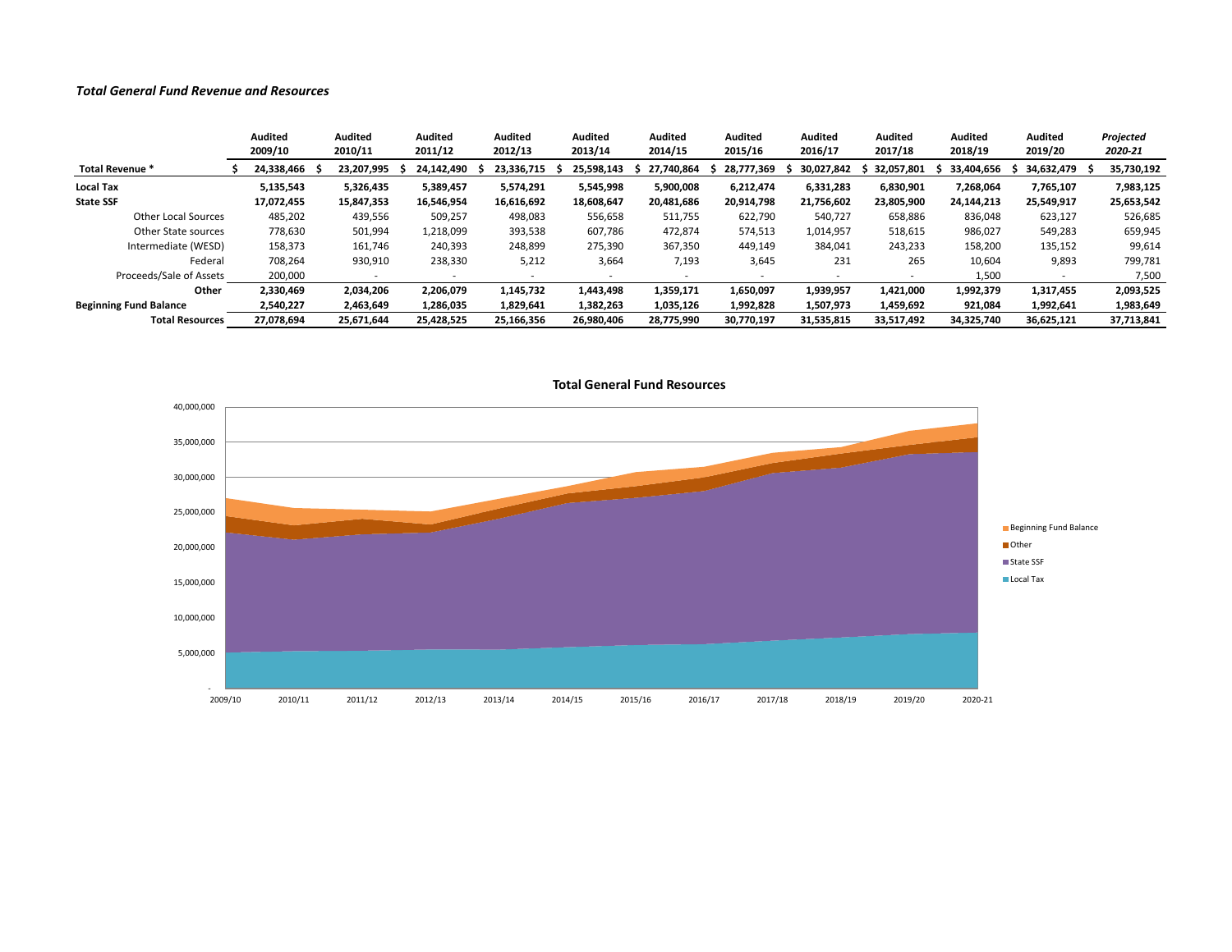### *Total General Fund Revenue and Resources*

| | Audited 2009/10 | Audited 2010/11 | Audited 2011/12 | Audited 2012/13 | Audited 2013/14 | Audited 2014/15 | Audited 2015/16 | Audited 2016/17 | Audited 2017/18 | Audited 2018/19 | Audited 2019/20 | *Projected 2020-21* |
|---|---|---|---|---|---|---|---|---|---|---|---|---|
| **Total Revenue *** | **$ 24,338,466** | **$ 23,207,995** | **$ 24,142,490** | **$ 23,336,715** | **$ 25,598,143** | **$ 27,740,864** | **$ 28,777,369** | **$ 30,027,842** | **$ 32,057,801** | **$ 33,404,656** | **$ 34,632,479** | **$ 35,730,192** |
| **Local Tax** | **5,135,543** | **5,326,435** | **5,389,457** | **5,574,291** | **5,545,998** | **5,900,008** | **6,212,474** | **6,331,283** | **6,830,901** | **7,268,064** | **7,765,107** | **7,983,125** |
| **State SSF** | **17,072,455** | **15,847,353** | **16,546,954** | **16,616,692** | **18,608,647** | **20,481,686** | **20,914,798** | **21,756,602** | **23,805,900** | **24,144,213** | **25,549,917** | **25,653,542** |
| Other Local Sources | 485,202 | 439,556 | 509,257 | 498,083 | 556,658 | 511,755 | 622,790 | 540,727 | 658,886 | 836,048 | 623,127 | 526,685 |
| Other State sources | 778,630 | 501,994 | 1,218,099 | 393,538 | 607,786 | 472,874 | 574,513 | 1,014,957 | 518,615 | 986,027 | 549,283 | 659,945 |
| Intermediate (WESD) | 158,373 | 161,746 | 240,393 | 248,899 | 275,390 | 367,350 | 449,149 | 384,041 | 243,233 | 158,200 | 135,152 | 99,614 |
| Federal | 708,264 | 930,910 | 238,330 | 5,212 | 3,664 | 7,193 | 3,645 | 231 | 265 | 10,604 | 9,893 | 799,781 |
| Proceeds/Sale of Assets | 200,000 | - | - | - | - | - | - | - | - | 1,500 | - | 7,500 |
| **Other** | **2,330,469** | **2,034,206** | **2,206,079** | **1,145,732** | **1,443,498** | **1,359,171** | **1,650,097** | **1,939,957** | **1,421,000** | **1,992,379** | **1,317,455** | **2,093,525** |
| **Beginning Fund Balance** | **2,540,227** | **2,463,649** | **1,286,035** | **1,829,641** | **1,382,263** | **1,035,126** | **1,992,828** | **1,507,973** | **1,459,692** | **921,084** | **1,992,641** | **1,983,649** |
| **Total Resources** | **27,078,694** | **25,671,644** | **25,428,525** | **25,166,356** | **26,980,406** | **28,775,990** | **30,770,197** | **31,535,815** | **33,517,492** | **34,325,740** | **36,625,121** | **37,713,841** |

**Total General Fund Resources**

[Chart: stacked area chart of Local Tax, State SSF, Other, and Beginning Fund Balance from 2009/10 to 2020-21]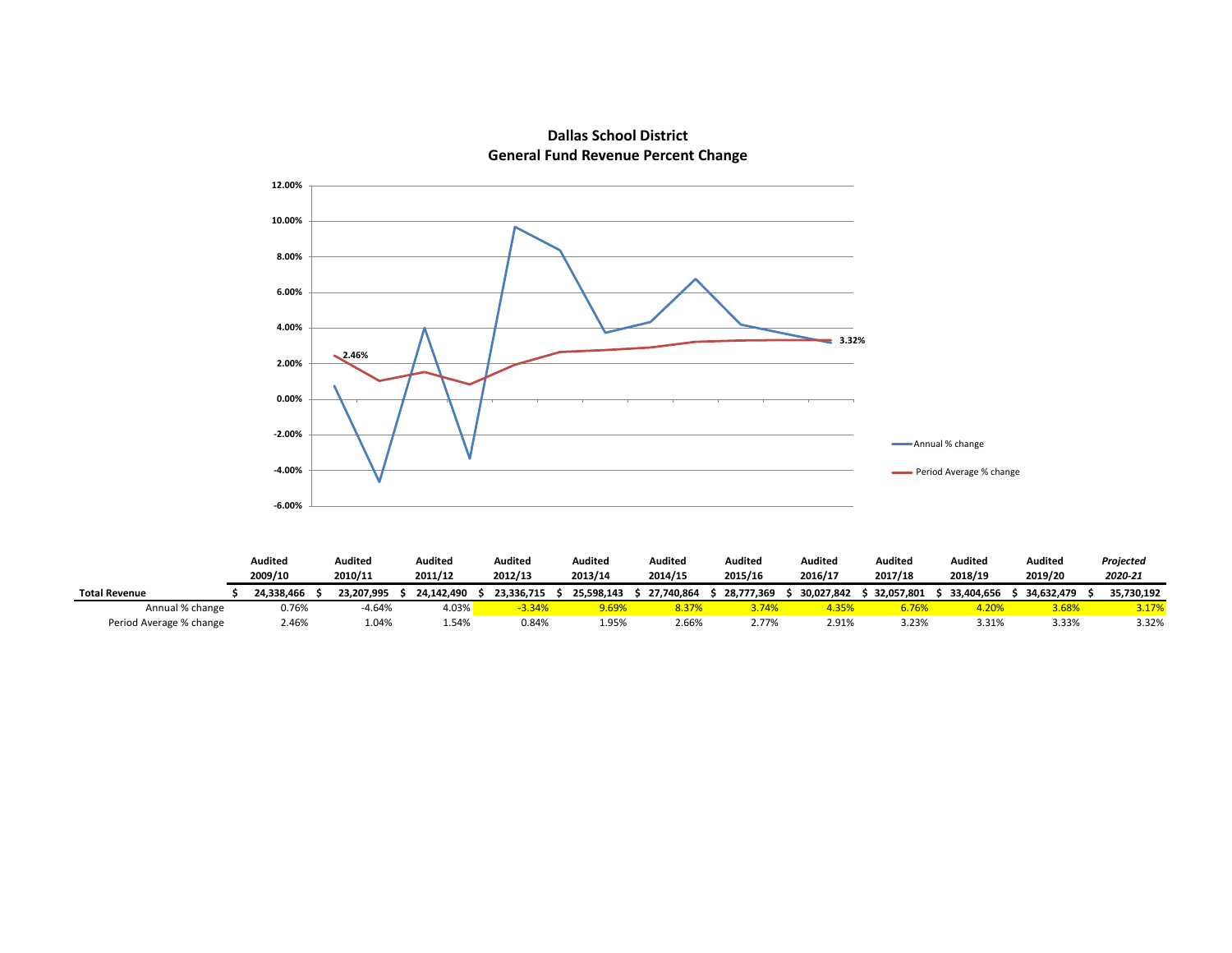## Dallas School District
## General Fund Revenue Percent Change

| | Audited 2009/10 | Audited 2010/11 | Audited 2011/12 | Audited 2012/13 | Audited 2013/14 | Audited 2014/15 | Audited 2015/16 | Audited 2016/17 | Audited 2017/18 | Audited 2018/19 | Audited 2019/20 | *Projected 2020-21* |
|---|---|---|---|---|---|---|---|---|---|---|---|---|
| **Total Revenue** | $ 24,338,466 | $ 23,207,995 | $ 24,142,490 | $ 23,336,715 | $ 25,598,143 | $ 27,740,864 | $ 28,777,369 | $ 30,027,842 | $ 32,057,801 | $ 33,404,656 | $ 34,632,479 | $ 35,730,192 |
| Annual % change | 0.76% | -4.64% | 4.03% | -3.34% | 9.69% | 8.37% | 3.74% | 4.35% | 6.76% | 4.20% | 3.68% | 3.17% |
| Period Average % change | 2.46% | 1.04% | 1.54% | 0.84% | 1.95% | 2.66% | 2.77% | 2.91% | 3.23% | 3.31% | 3.33% | 3.32% |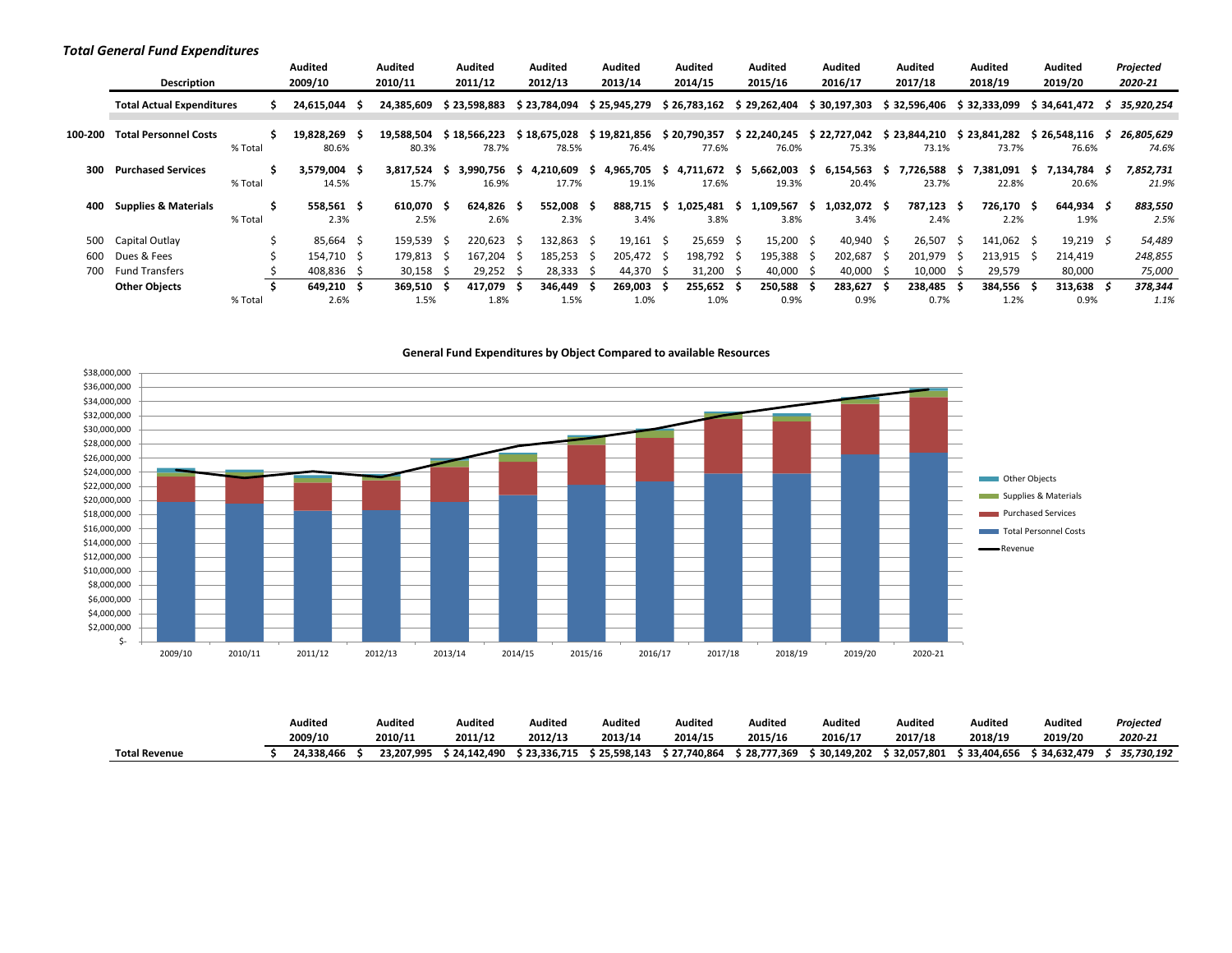### *Total General Fund Expenditures*

| | Description | | Audited 2009/10 | Audited 2010/11 | Audited 2011/12 | Audited 2012/13 | Audited 2013/14 | Audited 2014/15 | Audited 2015/16 | Audited 2016/17 | Audited 2017/18 | Audited 2018/19 | Audited 2019/20 | *Projected 2020-21* |
|---|---|---|---|---|---|---|---|---|---|---|---|---|---|---|
| | **Total Actual Expenditures** | | **$ 24,615,044** | **$ 24,385,609** | **$ 23,598,883** | **$ 23,784,094** | **$ 25,945,279** | **$ 26,783,162** | **$ 29,262,404** | **$ 30,197,303** | **$ 32,596,406** | **$ 32,333,099** | **$ 34,641,472** | ***$ 35,920,254*** |
| 100-200 | **Total Personnel Costs** | | **$ 19,828,269** | **$ 19,588,504** | **$ 18,566,223** | **$ 18,675,028** | **$ 19,821,856** | **$ 20,790,357** | **$ 22,240,245** | **$ 22,727,042** | **$ 23,844,210** | **$ 23,841,282** | **$ 26,548,116** | ***$ 26,805,629*** |
| | | % Total | 80.6% | 80.3% | 78.7% | 78.5% | 76.4% | 77.6% | 76.0% | 75.3% | 73.1% | 73.7% | 76.6% | *74.6%* |
| 300 | **Purchased Services** | | **$ 3,579,004** | **$ 3,817,524** | **$ 3,990,756** | **$ 4,210,609** | **$ 4,965,705** | **$ 4,711,672** | **$ 5,662,003** | **$ 6,154,563** | **$ 7,726,588** | **$ 7,381,091** | **$ 7,134,784** | ***$ 7,852,731*** |
| | | % Total | 14.5% | 15.7% | 16.9% | 17.7% | 19.1% | 17.6% | 19.3% | 20.4% | 23.7% | 22.8% | 20.6% | *21.9%* |
| 400 | **Supplies & Materials** | | **$ 558,561** | **$ 610,070** | **$ 624,826** | **$ 552,008** | **$ 888,715** | **$ 1,025,481** | **$ 1,109,567** | **$ 1,032,072** | **$ 787,123** | **$ 726,170** | **$ 644,934** | ***$ 883,550*** |
| | | % Total | 2.3% | 2.5% | 2.6% | 2.3% | 3.4% | 3.8% | 3.8% | 3.4% | 2.4% | 2.2% | 1.9% | *2.5%* |
| 500 | Capital Outlay | | $ 85,664 | $ 159,539 | $ 220,623 | $ 132,863 | $ 19,161 | $ 25,659 | $ 15,200 | $ 40,940 | $ 26,507 | $ 141,062 | $ 19,219 | *$ 54,489* |
| 600 | Dues & Fees | | $ 154,710 | $ 179,813 | $ 167,204 | $ 185,253 | $ 205,472 | $ 198,792 | $ 195,388 | $ 202,687 | $ 201,979 | $ 213,915 | $ 214,419 | *248,855* |
| 700 | Fund Transfers | | $ 408,836 | $ 30,158 | $ 29,252 | $ 28,333 | $ 44,370 | $ 31,200 | $ 40,000 | $ 40,000 | $ 10,000 | $ 29,579 | 80,000 | *75,000* |
| | **Other Objects** | | **$ 649,210** | **$ 369,510** | **$ 417,079** | **$ 346,449** | **$ 269,003** | **$ 255,652** | **$ 250,588** | **$ 283,627** | **$ 238,485** | **$ 384,556** | **$ 313,638** | ***$ 378,344*** |
| | | % Total | 2.6% | 1.5% | 1.8% | 1.5% | 1.0% | 1.0% | 0.9% | 0.9% | 0.7% | 1.2% | 0.9% | *1.1%* |

**General Fund Expenditures by Object Compared to available Resources**

| | Audited 2009/10 | Audited 2010/11 | Audited 2011/12 | Audited 2012/13 | Audited 2013/14 | Audited 2014/15 | Audited 2015/16 | Audited 2016/17 | Audited 2017/18 | Audited 2018/19 | Audited 2019/20 | *Projected 2020-21* |
|---|---|---|---|---|---|---|---|---|---|---|---|---|
| **Total Revenue** | **$ 24,338,466** | **$ 23,207,995** | **$ 24,142,490** | **$ 23,336,715** | **$ 25,598,143** | **$ 27,740,864** | **$ 28,777,369** | **$ 30,149,202** | **$ 32,057,801** | **$ 33,404,656** | **$ 34,632,479** | ***$ 35,730,192*** |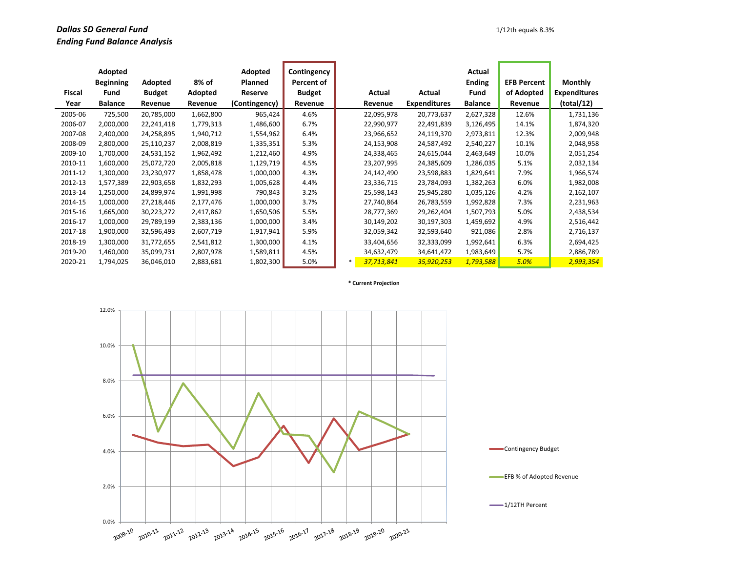***Dallas SD General Fund***
***Ending Fund Balance Analysis***

1/12th equals 8.3%

| Fiscal Year | Adopted Beginning Fund Balance | Adopted Budget Revenue | 8% of Adopted Revenue | Adopted Planned Reserve (Contingency) | Contingency Percent of Budget Revenue | | Actual Revenue | Actual Expenditures | Actual Ending Fund Balance | EFB Percent of Adopted Revenue | Monthly Expenditures (total/12) |
|---|---|---|---|---|---|---|---|---|---|---|---|
| 2005-06 | 725,500 | 20,785,000 | 1,662,800 | 965,424 | 4.6% | | 22,095,978 | 20,773,637 | 2,627,328 | 12.6% | 1,731,136 |
| 2006-07 | 2,000,000 | 22,241,418 | 1,779,313 | 1,486,600 | 6.7% | | 22,990,977 | 22,491,839 | 3,126,495 | 14.1% | 1,874,320 |
| 2007-08 | 2,400,000 | 24,258,895 | 1,940,712 | 1,554,962 | 6.4% | | 23,966,652 | 24,119,370 | 2,973,811 | 12.3% | 2,009,948 |
| 2008-09 | 2,800,000 | 25,110,237 | 2,008,819 | 1,335,351 | 5.3% | | 24,153,908 | 24,587,492 | 2,540,227 | 10.1% | 2,048,958 |
| 2009-10 | 1,700,000 | 24,531,152 | 1,962,492 | 1,212,460 | 4.9% | | 24,338,465 | 24,615,044 | 2,463,649 | 10.0% | 2,051,254 |
| 2010-11 | 1,600,000 | 25,072,720 | 2,005,818 | 1,129,719 | 4.5% | | 23,207,995 | 24,385,609 | 1,286,035 | 5.1% | 2,032,134 |
| 2011-12 | 1,300,000 | 23,230,977 | 1,858,478 | 1,000,000 | 4.3% | | 24,142,490 | 23,598,883 | 1,829,641 | 7.9% | 1,966,574 |
| 2012-13 | 1,577,389 | 22,903,658 | 1,832,293 | 1,005,628 | 4.4% | | 23,336,715 | 23,784,093 | 1,382,263 | 6.0% | 1,982,008 |
| 2013-14 | 1,250,000 | 24,899,974 | 1,991,998 | 790,843 | 3.2% | | 25,598,143 | 25,945,280 | 1,035,126 | 4.2% | 2,162,107 |
| 2014-15 | 1,000,000 | 27,218,446 | 2,177,476 | 1,000,000 | 3.7% | | 27,740,864 | 26,783,559 | 1,992,828 | 7.3% | 2,231,963 |
| 2015-16 | 1,665,000 | 30,223,272 | 2,417,862 | 1,650,506 | 5.5% | | 28,777,369 | 29,262,404 | 1,507,793 | 5.0% | 2,438,534 |
| 2016-17 | 1,000,000 | 29,789,199 | 2,383,136 | 1,000,000 | 3.4% | | 30,149,202 | 30,197,303 | 1,459,692 | 4.9% | 2,516,442 |
| 2017-18 | 1,900,000 | 32,596,493 | 2,607,719 | 1,917,941 | 5.9% | | 32,059,342 | 32,593,640 | 921,086 | 2.8% | 2,716,137 |
| 2018-19 | 1,300,000 | 31,772,655 | 2,541,812 | 1,300,000 | 4.1% | | 33,404,656 | 32,333,099 | 1,992,641 | 6.3% | 2,694,425 |
| 2019-20 | 1,460,000 | 35,099,731 | 2,807,978 | 1,589,811 | 4.5% | | 34,632,479 | 34,641,472 | 1,983,649 | 5.7% | 2,886,789 |
| 2020-21 | 1,794,025 | 36,046,010 | 2,883,681 | 1,802,300 | 5.0% | * | *37,713,841* | *35,920,253* | *1,793,588* | *5.0%* | *2,993,354* |

**\* Current Projection**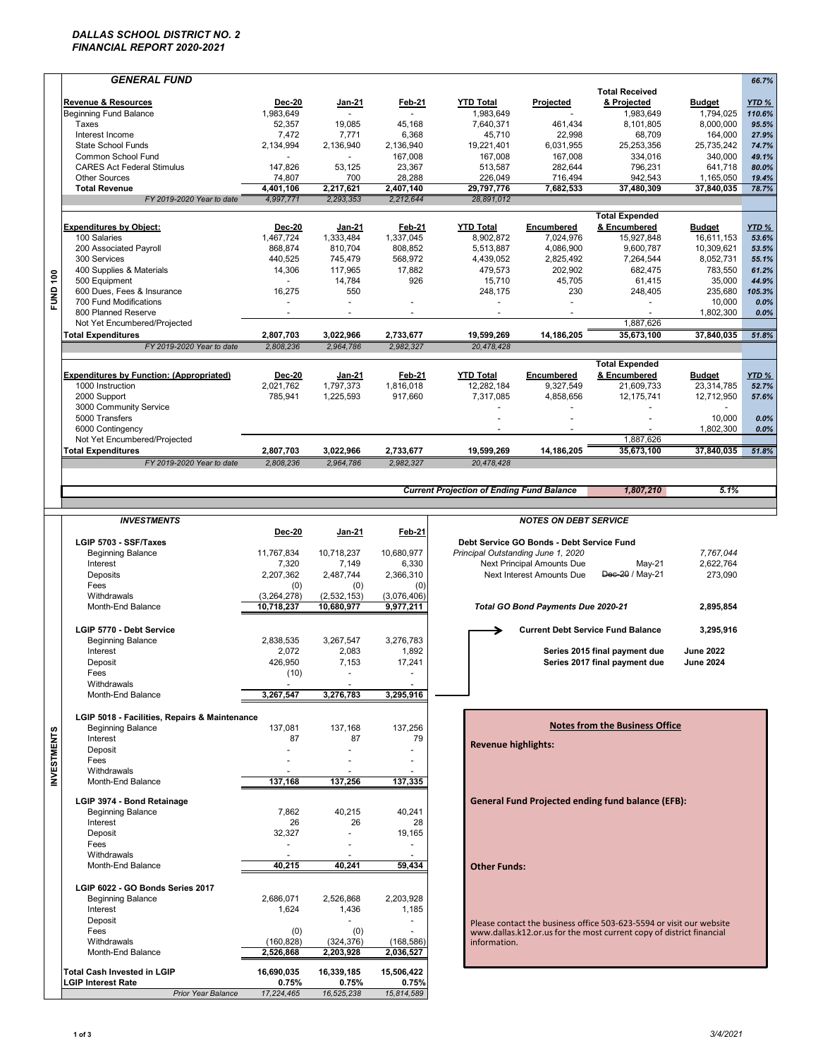# DALLAS SCHOOL DISTRICT NO. 2
# FINANCIAL REPORT 2020-2021

## GENERAL FUND (FUND 100)

66.7%

| Revenue & Resources | Dec-20 | Jan-21 | Feb-21 | YTD Total | Projected | Total Received & Projected | Budget | YTD % |
|---|---|---|---|---|---|---|---|---|
| Beginning Fund Balance | 1,983,649 | - | - | 1,983,649 | - | 1,983,649 | 1,794,025 | 110.6% |
| Taxes | 52,357 | 19,085 | 45,168 | 7,640,371 | 461,434 | 8,101,805 | 8,000,000 | 95.5% |
| Interest Income | 7,472 | 7,771 | 6,368 | 45,710 | 22,998 | 68,709 | 164,000 | 27.9% |
| State School Funds | 2,134,994 | 2,136,940 | 2,136,940 | 19,221,401 | 6,031,955 | 25,253,356 | 25,735,242 | 74.7% |
| Common School Fund | - | - | 167,008 | 167,008 | 167,008 | 334,016 | 340,000 | 49.1% |
| CARES Act Federal Stimulus | 147,826 | 53,125 | 23,367 | 513,587 | 282,644 | 796,231 | 641,718 | 80.0% |
| Other Sources | 74,807 | 700 | 28,288 | 226,049 | 716,494 | 942,543 | 1,165,050 | 19.4% |
| **Total Revenue** | **4,401,106** | **2,217,621** | **2,407,140** | **29,797,776** | **7,682,533** | **37,480,309** | **37,840,035** | **78.7%** |
| *FY 2019-2020 Year to date* | *4,997,771* | *2,293,353* | *2,212,644* | *28,891,012* | | | | |

| Expenditures by Object: | Dec-20 | Jan-21 | Feb-21 | YTD Total | Encumbered | Total Expended & Encumbered | Budget | YTD % |
|---|---|---|---|---|---|---|---|---|
| 100 Salaries | 1,467,724 | 1,333,484 | 1,337,045 | 8,902,872 | 7,024,976 | 15,927,848 | 16,611,153 | 53.6% |
| 200 Associated Payroll | 868,874 | 810,704 | 808,852 | 5,513,887 | 4,086,900 | 9,600,787 | 10,309,621 | 53.5% |
| 300 Services | 440,525 | 745,479 | 568,972 | 4,439,052 | 2,825,492 | 7,264,544 | 8,052,731 | 55.1% |
| 400 Supplies & Materials | 14,306 | 117,965 | 17,882 | 479,573 | 202,902 | 682,475 | 783,550 | 61.2% |
| 500 Equipment | - | 14,784 | 926 | 15,710 | 45,705 | 61,415 | 35,000 | 44.9% |
| 600 Dues, Fees & Insurance | 16,275 | 550 | | 248,175 | 230 | 248,405 | 235,680 | 105.3% |
| 700 Fund Modifications | - | - | - | - | - | - | 10,000 | 0.0% |
| 800 Planned Reserve | - | - | - | - | - | - | 1,802,300 | 0.0% |
| Not Yet Encumbered/Projected | | | | | | 1,887,626 | | |
| **Total Expenditures** | **2,807,703** | **3,022,966** | **2,733,677** | **19,599,269** | **14,186,205** | **35,673,100** | **37,840,035** | **51.8%** |
| *FY 2019-2020 Year to date* | *2,808,236* | *2,964,786* | *2,982,327* | *20,478,428* | | | | |

| Expenditures by Function: (Appropriated) | Dec-20 | Jan-21 | Feb-21 | YTD Total | Encumbered | Total Expended & Encumbered | Budget | YTD % |
|---|---|---|---|---|---|---|---|---|
| 1000 Instruction | 2,021,762 | 1,797,373 | 1,816,018 | 12,282,184 | 9,327,549 | 21,609,733 | 23,314,785 | 52.7% |
| 2000 Support | 785,941 | 1,225,593 | 917,660 | 7,317,085 | 4,858,656 | 12,175,741 | 12,712,950 | 57.6% |
| 3000 Community Service | | | | - | - | - | - | |
| 5000 Transfers | | | | - | - | - | 10,000 | 0.0% |
| 6000 Contingency | | | | - | - | - | 1,802,300 | 0.0% |
| Not Yet Encumbered/Projected | | | | | | 1,887,626 | | |
| **Total Expenditures** | **2,807,703** | **3,022,966** | **2,733,677** | **19,599,269** | **14,186,205** | **35,673,100** | **37,840,035** | **51.8%** |
| *FY 2019-2020 Year to date* | *2,808,236* | *2,964,786* | *2,982,327* | *20,478,428* | | | | |

***Current Projection of Ending Fund Balance*** ***1,807,210*** ***5.1%***

## INVESTMENTS

| | Dec-20 | Jan-21 | Feb-21 |
|---|---|---|---|
| **LGIP 5703 - SSF/Taxes** | | | |
| Beginning Balance | 11,767,834 | 10,718,237 | 10,680,977 |
| Interest | 7,320 | 7,149 | 6,330 |
| Deposits | 2,207,362 | 2,487,744 | 2,366,310 |
| Fees | (0) | (0) | (0) |
| Withdrawals | (3,264,278) | (2,532,153) | (3,076,406) |
| Month-End Balance | **10,718,237** | **10,680,977** | **9,977,211** |
| **LGIP 5770 - Debt Service** | | | |
| Beginning Balance | 2,838,535 | 3,267,547 | 3,276,783 |
| Interest | 2,072 | 2,083 | 1,892 |
| Deposit | 426,950 | 7,153 | 17,241 |
| Fees | (10) | - | - |
| Withdrawals | - | - | - |
| Month-End Balance | **3,267,547** | **3,276,783** | **3,295,916** |
| **LGIP 5018 - Facilities, Repairs & Maintenance** | | | |
| Beginning Balance | 137,081 | 137,168 | 137,256 |
| Interest | 87 | 87 | 79 |
| Deposit | - | - | - |
| Fees | - | - | - |
| Withdrawals | - | - | - |
| Month-End Balance | **137,168** | **137,256** | **137,335** |
| **LGIP 3974 - Bond Retainage** | | | |
| Beginning Balance | 7,862 | 40,215 | 40,241 |
| Interest | 26 | 26 | 28 |
| Deposit | 32,327 | - | 19,165 |
| Fees | - | - | - |
| Withdrawals | - | - | - |
| Month-End Balance | **40,215** | **40,241** | **59,434** |
| **LGIP 6022 - GO Bonds Series 2017** | | | |
| Beginning Balance | 2,686,071 | 2,526,868 | 2,203,928 |
| Interest | 1,624 | 1,436 | 1,185 |
| Deposit | | - | - |
| Fees | (0) | (0) | - |
| Withdrawals | (160,828) | (324,376) | (168,586) |
| Month-End Balance | **2,526,868** | **2,203,928** | **2,036,527** |
| **Total Cash Invested in LGIP** | **16,690,035** | **16,339,185** | **15,506,422** |
| **LGIP Interest Rate** | **0.75%** | **0.75%** | **0.75%** |
| *Prior Year Balance* | *17,224,465* | *16,525,238* | *15,814,589* |

## NOTES ON DEBT SERVICE

**Debt Service GO Bonds - Debt Service Fund**

| | | |
|---|---|---|
| *Principal Outstanding June 1, 2020* | | *7,767,044* |
| Next Principal Amounts Due | May-21 | 2,622,764 |
| Next Interest Amounts Due | ~~Dec-20~~ / May-21 | 273,090 |
| ***Total GO Bond Payments Due 2020-21*** | | **2,895,854** |
| **Current Debt Service Fund Balance** | | **3,295,916** |
| **Series 2015 final payment due** | | **June 2022** |
| **Series 2017 final payment due** | | **June 2024** |

### Notes from the Business Office

**Revenue highlights:**

**General Fund Projected ending fund balance (EFB):**

**Other Funds:**

Please contact the business office 503-623-5594 or visit our website www.dallas.k12.or.us for the most current copy of district financial information.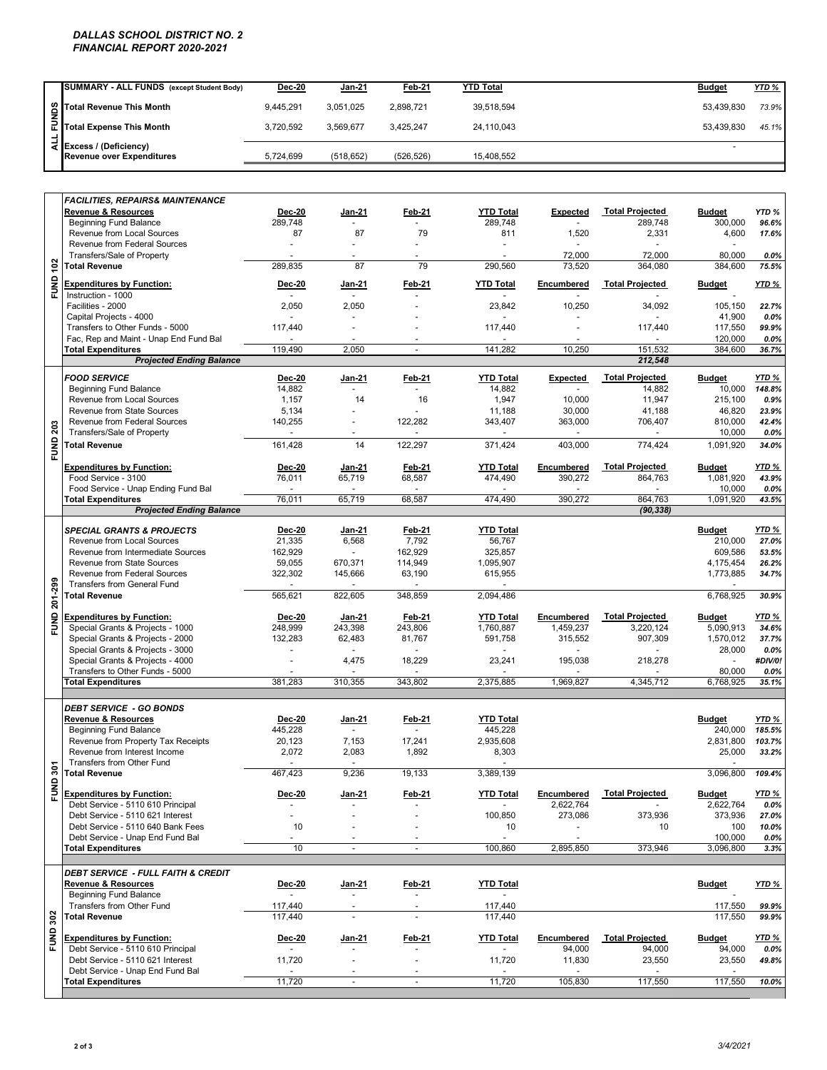# DALLAS SCHOOL DISTRICT NO. 2
## FINANCIAL REPORT 2020-2021

| ALL FUNDS | SUMMARY - ALL FUNDS (except Student Body) | Dec-20 | Jan-21 | Feb-21 | YTD Total | | | Budget | YTD % |
|---|---|---|---|---|---|---|---|---|---|
| | Total Revenue This Month | 9,445,291 | 3,051,025 | 2,898,721 | 39,518,594 | | | 53,439,830 | 73.9% |
| | Total Expense This Month | 3,720,592 | 3,569,677 | 3,425,247 | 24,110,043 | | | 53,439,830 | 45.1% |
| | Excess / (Deficiency) Revenue over Expenditures | 5,724,699 | (518,652) | (526,526) | 15,408,552 | | | - | |

| FUND 102 | FACILITIES, REPAIRS& MAINTENANCE | | | | | | | | |
|---|---|---|---|---|---|---|---|---|---|
| | **Revenue & Resources** | Dec-20 | Jan-21 | Feb-21 | YTD Total | Expected | Total Projected | Budget | YTD % |
| | Beginning Fund Balance | 289,748 | - | - | 289,748 | - | 289,748 | 300,000 | 96.6% |
| | Revenue from Local Sources | 87 | 87 | 79 | 811 | 1,520 | 2,331 | 4,600 | 17.6% |
| | Revenue from Federal Sources | - | - | - | - | - | - | - | |
| | Transfers/Sale of Property | - | - | - | - | 72,000 | 72,000 | 80,000 | 0.0% |
| | **Total Revenue** | 289,835 | 87 | 79 | 290,560 | 73,520 | 364,080 | 384,600 | 75.5% |
| | **Expenditures by Function:** | Dec-20 | Jan-21 | Feb-21 | YTD Total | Encumbered | Total Projected | Budget | YTD % |
| | Instruction - 1000 | - | - | - | - | - | - | - | |
| | Facilities - 2000 | 2,050 | 2,050 | - | 23,842 | 10,250 | 34,092 | 105,150 | 22.7% |
| | Capital Projects - 4000 | - | - | - | - | - | - | 41,900 | 0.0% |
| | Transfers to Other Funds - 5000 | 117,440 | - | - | 117,440 | - | 117,440 | 117,550 | 99.9% |
| | Fac, Rep and Maint - Unap End Fund Bal | - | - | - | - | - | - | 120,000 | 0.0% |
| | **Total Expenditures** | 119,490 | 2,050 | - | 141,282 | 10,250 | 151,532 | 384,600 | 36.7% |
| | *Projected Ending Balance* | | | | | | 212,548 | | |

| FUND 203 | FOOD SERVICE | Dec-20 | Jan-21 | Feb-21 | YTD Total | Expected | Total Projected | Budget | YTD % |
|---|---|---|---|---|---|---|---|---|---|
| | Beginning Fund Balance | 14,882 | - | - | 14,882 | - | 14,882 | 10,000 | 148.8% |
| | Revenue from Local Sources | 1,157 | 14 | 16 | 1,947 | 10,000 | 11,947 | 215,100 | 0.9% |
| | Revenue from State Sources | 5,134 | - | - | 11,188 | 30,000 | 41,188 | 46,820 | 23.9% |
| | Revenue from Federal Sources | 140,255 | - | 122,282 | 343,407 | 363,000 | 706,407 | 810,000 | 42.4% |
| | Transfers/Sale of Property | - | - | - | - | - | - | 10,000 | 0.0% |
| | **Total Revenue** | 161,428 | 14 | 122,297 | 371,424 | 403,000 | 774,424 | 1,091,920 | 34.0% |
| | **Expenditures by Function:** | Dec-20 | Jan-21 | Feb-21 | YTD Total | Encumbered | Total Projected | Budget | YTD % |
| | Food Service - 3100 | 76,011 | 65,719 | 68,587 | 474,490 | 390,272 | 864,763 | 1,081,920 | 43.9% |
| | Food Service - Unap Ending Fund Bal | - | - | - | - | - | - | 10,000 | 0.0% |
| | **Total Expenditures** | 76,011 | 65,719 | 68,587 | 474,490 | 390,272 | 864,763 | 1,091,920 | 43.5% |
| | *Projected Ending Balance* | | | | | | (90,338) | | |

| FUND 201-299 | SPECIAL GRANTS & PROJECTS | Dec-20 | Jan-21 | Feb-21 | YTD Total | | | Budget | YTD % |
|---|---|---|---|---|---|---|---|---|---|
| | Revenue from Local Sources | 21,335 | 6,568 | 7,792 | 56,767 | | | 210,000 | 27.0% |
| | Revenue from Intermediate Sources | 162,929 | - | 162,929 | 325,857 | | | 609,586 | 53.5% |
| | Revenue from State Sources | 59,055 | 670,371 | 114,949 | 1,095,907 | | | 4,175,454 | 26.2% |
| | Revenue from Federal Sources | 322,302 | 145,666 | 63,190 | 615,955 | | | 1,773,885 | 34.7% |
| | Transfers from General Fund | - | - | - | - | | | - | |
| | **Total Revenue** | 565,621 | 822,605 | 348,859 | 2,094,486 | | | 6,768,925 | 30.9% |
| | **Expenditures by Function:** | Dec-20 | Jan-21 | Feb-21 | YTD Total | Encumbered | Total Projected | Budget | YTD % |
| | Special Grants & Projects - 1000 | 248,999 | 243,398 | 243,806 | 1,760,887 | 1,459,237 | 3,220,124 | 5,090,913 | 34.6% |
| | Special Grants & Projects - 2000 | 132,283 | 62,483 | 81,767 | 591,758 | 315,552 | 907,309 | 1,570,012 | 37.7% |
| | Special Grants & Projects - 3000 | - | - | - | - | - | - | 28,000 | 0.0% |
| | Special Grants & Projects - 4000 | - | 4,475 | 18,229 | 23,241 | 195,038 | 218,278 | - | #DIV/0! |
| | Transfers to Other Funds - 5000 | - | - | - | - | - | - | 80,000 | 0.0% |
| | **Total Expenditures** | 381,283 | 310,355 | 343,802 | 2,375,885 | 1,969,827 | 4,345,712 | 6,768,925 | 35.1% |

| FUND 301 | DEBT SERVICE - GO BONDS | | | | | | | | |
|---|---|---|---|---|---|---|---|---|---|
| | **Revenue & Resources** | Dec-20 | Jan-21 | Feb-21 | YTD Total | | | Budget | YTD % |
| | Beginning Fund Balance | 445,228 | - | - | 445,228 | | | 240,000 | 185.5% |
| | Revenue from Property Tax Receipts | 20,123 | 7,153 | 17,241 | 2,935,608 | | | 2,831,800 | 103.7% |
| | Revenue from Interest Income | 2,072 | 2,083 | 1,892 | 8,303 | | | 25,000 | 33.2% |
| | Transfers from Other Fund | - | - | - | - | | | - | |
| | **Total Revenue** | 467,423 | 9,236 | 19,133 | 3,389,139 | | | 3,096,800 | 109.4% |
| | **Expenditures by Function:** | Dec-20 | Jan-21 | Feb-21 | YTD Total | Encumbered | Total Projected | Budget | YTD % |
| | Debt Service - 5110 610 Principal | - | - | - | - | 2,622,764 | - | 2,622,764 | 0.0% |
| | Debt Service - 5110 621 Interest | - | - | - | 100,850 | 273,086 | 373,936 | 373,936 | 27.0% |
| | Debt Service - 5110 640 Bank Fees | 10 | - | - | 10 | - | 10 | 100 | 10.0% |
| | Debt Service - Unap End Fund Bal | - | - | - | - | - | | 100,000 | 0.0% |
| | **Total Expenditures** | 10 | - | - | 100,860 | 2,895,850 | 373,946 | 3,096,800 | 3.3% |

| FUND 302 | DEBT SERVICE - FULL FAITH & CREDIT | | | | | | | | |
|---|---|---|---|---|---|---|---|---|---|
| | **Revenue & Resources** | Dec-20 | Jan-21 | Feb-21 | YTD Total | | | Budget | YTD % |
| | Beginning Fund Balance | - | - | - | - | | | - | |
| | Transfers from Other Fund | 117,440 | - | - | 117,440 | | | 117,550 | 99.9% |
| | **Total Revenue** | 117,440 | - | - | 117,440 | | | 117,550 | 99.9% |
| | **Expenditures by Function:** | Dec-20 | Jan-21 | Feb-21 | YTD Total | Encumbered | Total Projected | Budget | YTD % |
| | Debt Service - 5110 610 Principal | - | - | - | - | 94,000 | 94,000 | 94,000 | 0.0% |
| | Debt Service - 5110 621 Interest | 11,720 | - | - | 11,720 | 11,830 | 23,550 | 23,550 | 49.8% |
| | Debt Service - Unap End Fund Bal | - | - | - | - | - | - | - | |
| | **Total Expenditures** | 11,720 | - | - | 11,720 | 105,830 | 117,550 | 117,550 | 10.0% |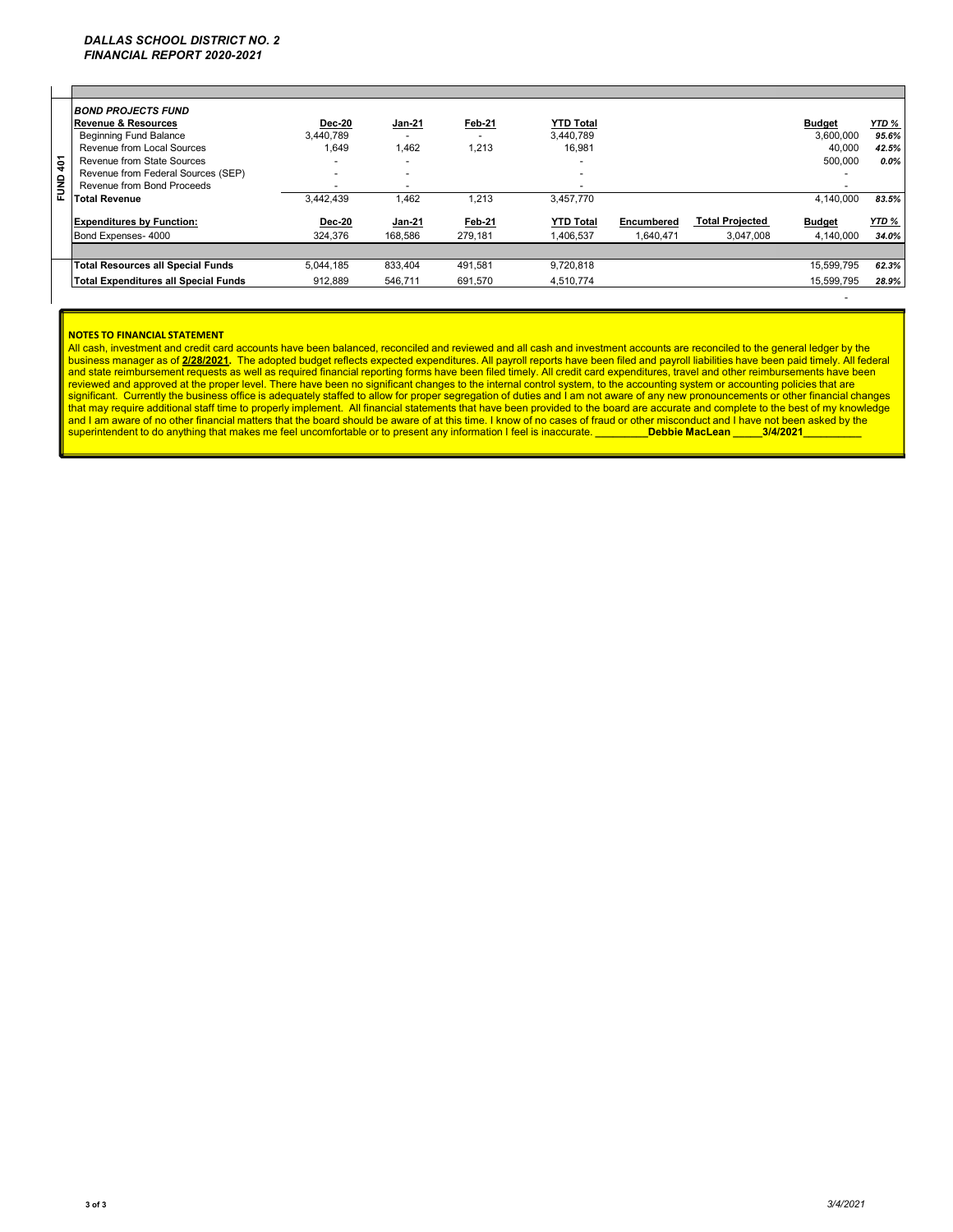*DALLAS SCHOOL DISTRICT NO. 2*
*FINANCIAL REPORT 2020-2021*

**FUND 401**

| *BOND PROJECTS FUND* | | | | | | | | |
|---|---|---|---|---|---|---|---|---|
| **Revenue & Resources** | **Dec-20** | **Jan-21** | **Feb-21** | **YTD Total** | | | **Budget** | ***YTD %*** |
| Beginning Fund Balance | 3,440,789 | - | - | 3,440,789 | | | 3,600,000 | *95.6%* |
| Revenue from Local Sources | 1,649 | 1,462 | 1,213 | 16,981 | | | 40,000 | *42.5%* |
| Revenue from State Sources | - | - | | - | | | 500,000 | *0.0%* |
| Revenue from Federal Sources (SEP) | - | - | | - | | | - | |
| Revenue from Bond Proceeds | - | - | | - | | | - | |
| **Total Revenue** | 3,442,439 | 1,462 | 1,213 | 3,457,770 | | | 4,140,000 | *83.5%* |
| **Expenditures by Function:** | **Dec-20** | **Jan-21** | **Feb-21** | **YTD Total** | **Encumbered** | **Total Projected** | **Budget** | ***YTD %*** |
| Bond Expenses- 4000 | 324,376 | 168,586 | 279,181 | 1,406,537 | 1,640,471 | 3,047,008 | 4,140,000 | *34.0%* |
| **Total Resources all Special Funds** | 5,044,185 | 833,404 | 491,581 | 9,720,818 | | | 15,599,795 | *62.3%* |
| **Total Expenditures all Special Funds** | 912,889 | 546,711 | 691,570 | 4,510,774 | | | 15,599,795 | *28.9%* |
| | | | | | | | - | |

**NOTES TO FINANCIAL STATEMENT**

All cash, investment and credit card accounts have been balanced, reconciled and reviewed and all cash and investment accounts are reconciled to the general ledger by the business manager as of **2/28/2021.** The adopted budget reflects expected expenditures. All payroll reports have been filed and payroll liabilities have been paid timely. All federal and state reimbursement requests as well as required financial reporting forms have been filed timely. All credit card expenditures, travel and other reimbursements have been reviewed and approved at the proper level. There have been no significant changes to the internal control system, to the accounting system or accounting policies that are significant. Currently the business office is adequately staffed to allow for proper segregation of duties and I am not aware of any new pronouncements or other financial changes that may require additional staff time to properly implement. All financial statements that have been provided to the board are accurate and complete to the best of my knowledge and I am aware of no other financial matters that the board should be aware of at this time. I know of no cases of fraud or other misconduct and I have not been asked by the superintendent to do anything that makes me feel uncomfortable or to present any information I feel is inaccurate. _________**Debbie MacLean** _____**3/4/2021**__________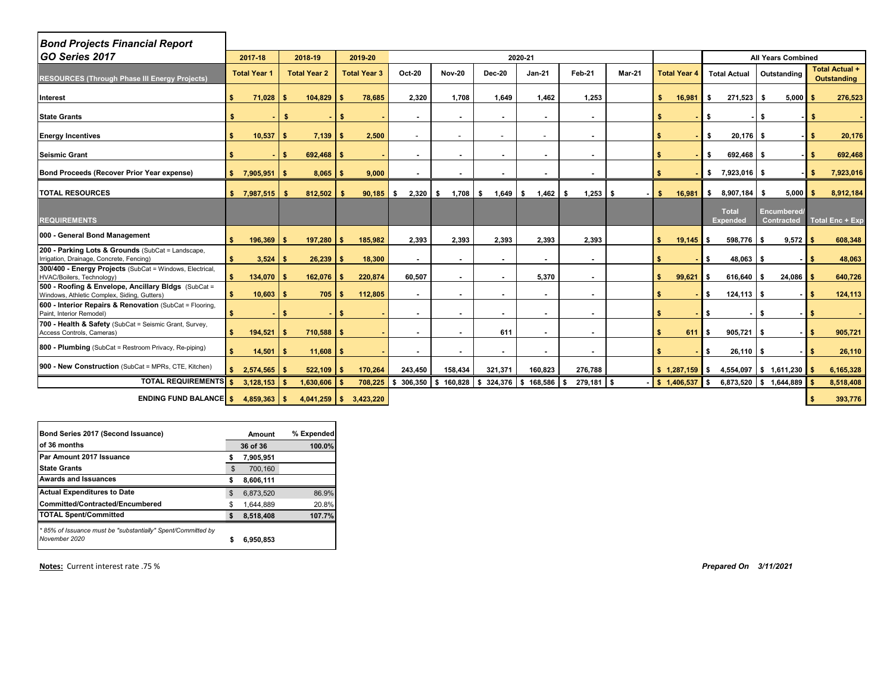## Bond Projects Financial Report
## GO Series 2017

| | 2017-18 | 2018-19 | 2019-20 | 2020-21 | | | | | | | All Years Combined | | |
|---|---|---|---|---|---|---|---|---|---|---|---|---|---|
| RESOURCES (Through Phase III Energy Projects) | Total Year 1 | Total Year 2 | Total Year 3 | Oct-20 | Nov-20 | Dec-20 | Jan-21 | Feb-21 | Mar-21 | Total Year 4 | Total Actual | Outstanding | Total Actual + Outstanding |
| Interest | $ 71,028 | $ 104,829 | $ 78,685 | 2,320 | 1,708 | 1,649 | 1,462 | 1,253 | | $ 16,981 | $ 271,523 | $ 5,000 | $ 276,523 |
| State Grants | $ - | $ - | $ - | - | - | - | - | - | | $ - | $ - | $ - | $ - |
| Energy Incentives | $ 10,537 | $ 7,139 | $ 2,500 | - | - | - | - | - | | $ - | $ 20,176 | $ - | $ 20,176 |
| Seismic Grant | $ - | $ 692,468 | $ - | - | - | - | - | - | | $ - | $ 692,468 | $ - | $ 692,468 |
| Bond Proceeds (Recover Prior Year expense) | $ 7,905,951 | $ 8,065 | $ 9,000 | - | - | - | - | - | | $ - | $ 7,923,016 | $ - | $ 7,923,016 |
| **TOTAL RESOURCES** | $ 7,987,515 | $ 812,502 | $ 90,185 | $ 2,320 | $ 1,708 | $ 1,649 | $ 1,462 | $ 1,253 | $ - | $ 16,981 | $ 8,907,184 | $ 5,000 | $ 8,912,184 |
| **REQUIREMENTS** | | | | | | | | | | | Total Expended | Encumbered/ Contracted | Total Enc + Exp |
| 000 - General Bond Management | $ 196,369 | $ 197,280 | $ 185,982 | 2,393 | 2,393 | 2,393 | 2,393 | 2,393 | | $ 19,145 | $ 598,776 | $ 9,572 | $ 608,348 |
| 200 - Parking Lots & Grounds (SubCat = Landscape, Irrigation, Drainage, Concrete, Fencing) | $ 3,524 | $ 26,239 | $ 18,300 | - | - | - | - | - | | $ - | $ 48,063 | $ - | $ 48,063 |
| 300/400 - Energy Projects (SubCat = Windows, Electrical, HVAC/Boilers, Technology) | $ 134,070 | $ 162,076 | $ 220,874 | 60,507 | - | - | 5,370 | - | | $ 99,621 | $ 616,640 | $ 24,086 | $ 640,726 |
| 500 - Roofing & Envelope, Ancillary Bldgs (SubCat = Windows, Athletic Complex, Siding, Gutters) | $ 10,603 | $ 705 | $ 112,805 | - | - | - | - | - | | $ - | $ 124,113 | $ - | $ 124,113 |
| 600 - Interior Repairs & Renovation (SubCat = Flooring, Paint, Interior Remodel) | $ - | $ - | $ - | - | - | - | - | - | | $ - | $ - | $ - | $ - |
| 700 - Health & Safety (SubCat = Seismic Grant, Survey, Access Controls, Cameras) | $ 194,521 | $ 710,588 | $ - | - | - | 611 | - | - | | $ 611 | $ 905,721 | $ - | $ 905,721 |
| 800 - Plumbing (SubCat = Restroom Privacy, Re-piping) | $ 14,501 | $ 11,608 | $ - | - | - | - | - | - | | $ - | $ 26,110 | $ - | $ 26,110 |
| 900 - New Construction (SubCat = MPRs, CTE, Kitchen) | $ 2,574,565 | $ 522,109 | $ 170,264 | 243,450 | 158,434 | 321,371 | 160,823 | 276,788 | | $ 1,287,159 | $ 4,554,097 | $ 1,611,230 | $ 6,165,328 |
| **TOTAL REQUIREMENTS** | $ 3,128,153 | $ 1,630,606 | $ 708,225 | $ 306,350 | $ 160,828 | $ 324,376 | $ 168,586 | $ 279,181 | $ - | $ 1,406,537 | $ 6,873,520 | $ 1,644,889 | $ 8,518,408 |
| **ENDING FUND BALANCE** | $ 4,859,363 | $ 4,041,259 | $ 3,423,220 | | | | | | | | | | $ 393,776 |

| Bond Series 2017 (Second Issuance) | Amount | % Expended |
|---|---|---|
| of 36 months | 36 of 36 | 100.0% |
| Par Amount 2017 Issuance | $ 7,905,951 | |
| State Grants | $ 700,160 | |
| Awards and Issuances | $ 8,606,111 | |
| Actual Expenditures to Date | $ 6,873,520 | 86.9% |
| Committed/Contracted/Encumbered | $ 1,644,889 | 20.8% |
| TOTAL Spent/Committed | $ 8,518,408 | 107.7% |
| * 85% of Issuance must be "substantially" Spent/Committed by November 2020 | $ 6,950,853 | |

**Notes:** Current interest rate .75 %

***Prepared On 3/11/2021***